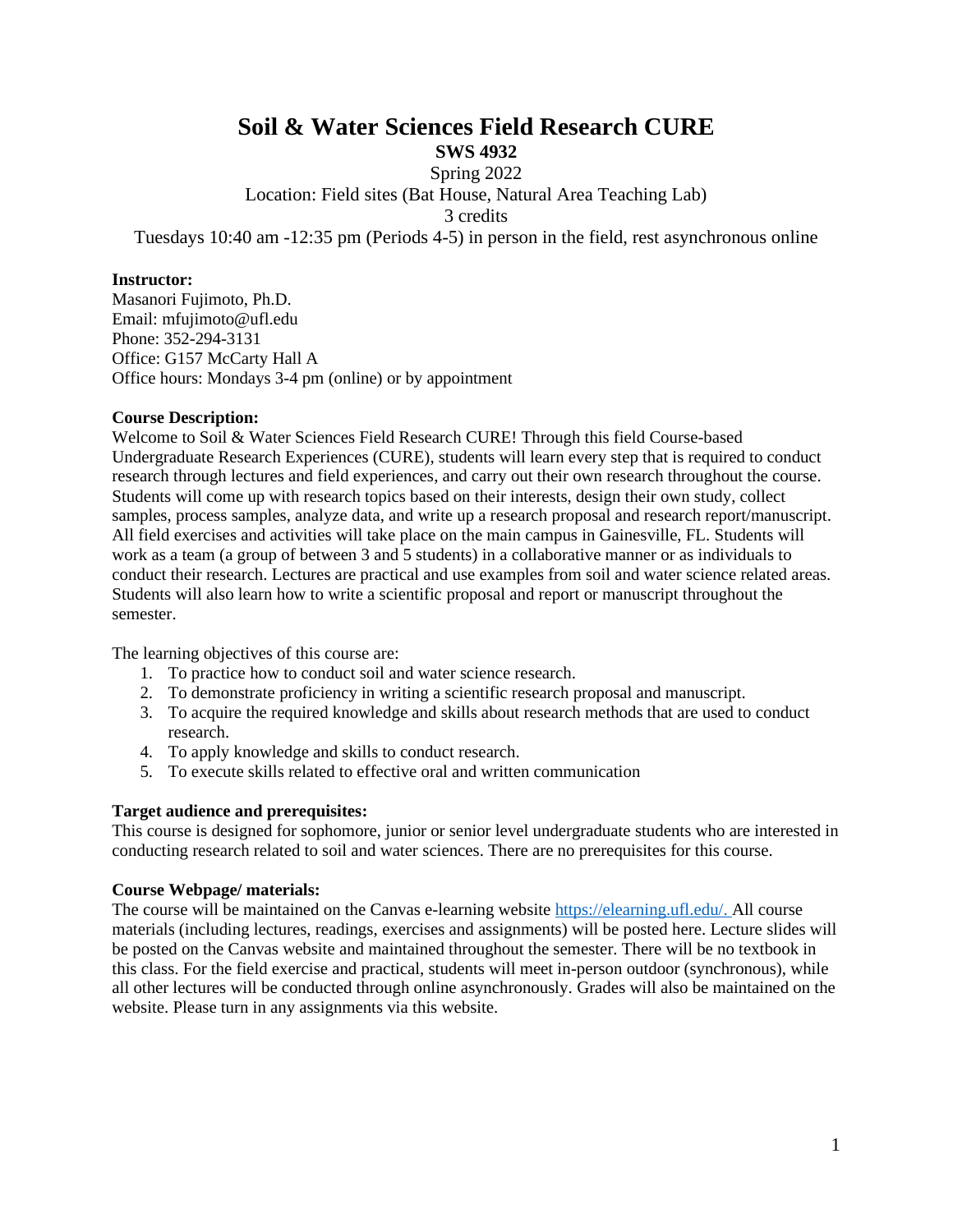# Soil & Water Sciences Field Research CURE

**SWS 4932**

Spring 2022

Location: Field sites (Bat House, Natural Area Teaching Lab)

3 credits

Tuesdays 10:40 am -12:35 pm (Periods 4-5) in person in the field, rest asynchronous online

**Instructor:**
Masanori Fujimoto, Ph.D.
Email: mfujimoto@ufl.edu
Phone: 352-294-3131
Office: G157 McCarty Hall A
Office hours: Mondays 3-4 pm (online) or by appointment

**Course Description:**
Welcome to Soil & Water Sciences Field Research CURE! Through this field Course-based Undergraduate Research Experiences (CURE), students will learn every step that is required to conduct research through lectures and field experiences, and carry out their own research throughout the course. Students will come up with research topics based on their interests, design their own study, collect samples, process samples, analyze data, and write up a research proposal and research report/manuscript. All field exercises and activities will take place on the main campus in Gainesville, FL. Students will work as a team (a group of between 3 and 5 students) in a collaborative manner or as individuals to conduct their research. Lectures are practical and use examples from soil and water science related areas. Students will also learn how to write a scientific proposal and report or manuscript throughout the semester.

The learning objectives of this course are:

1. To practice how to conduct soil and water science research.
2. To demonstrate proficiency in writing a scientific research proposal and manuscript.
3. To acquire the required knowledge and skills about research methods that are used to conduct research.
4. To apply knowledge and skills to conduct research.
5. To execute skills related to effective oral and written communication

**Target audience and prerequisites:**
This course is designed for sophomore, junior or senior level undergraduate students who are interested in conducting research related to soil and water sciences. There are no prerequisites for this course.

**Course Webpage/ materials:**
The course will be maintained on the Canvas e-learning website https://elearning.ufl.edu/. All course materials (including lectures, readings, exercises and assignments) will be posted here. Lecture slides will be posted on the Canvas website and maintained throughout the semester. There will be no textbook in this class. For the field exercise and practical, students will meet in-person outdoor (synchronous), while all other lectures will be conducted through online asynchronously. Grades will also be maintained on the website. Please turn in any assignments via this website.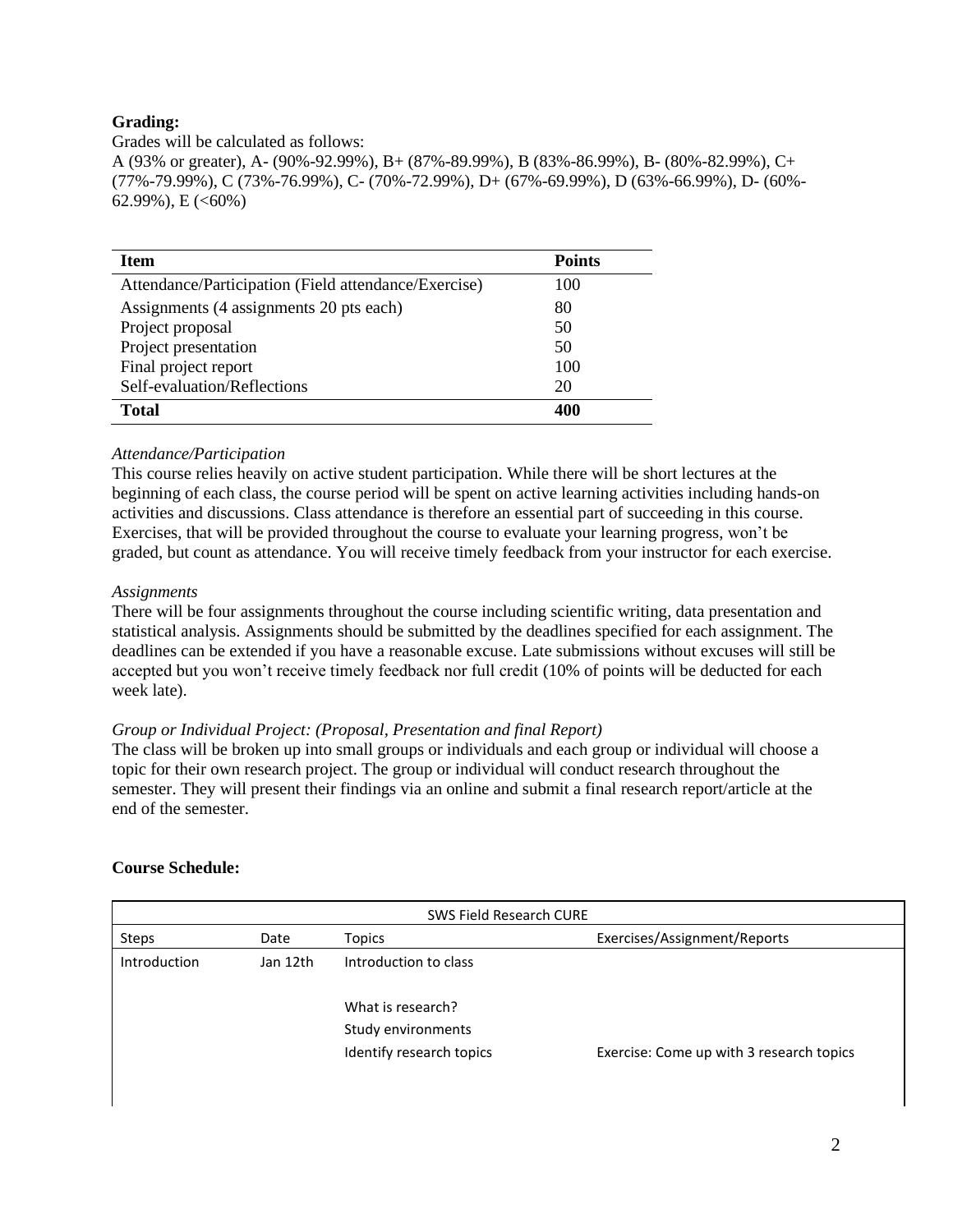**Grading:**

Grades will be calculated as follows:

A (93% or greater), A- (90%-92.99%), B+ (87%-89.99%), B (83%-86.99%), B- (80%-82.99%), C+ (77%-79.99%), C (73%-76.99%), C- (70%-72.99%), D+ (67%-69.99%), D (63%-66.99%), D- (60%-62.99%), E (<60%)

| Item | Points |
| --- | --- |
| Attendance/Participation (Field attendance/Exercise) | 100 |
| Assignments (4 assignments 20 pts each) | 80 |
| Project proposal | 50 |
| Project presentation | 50 |
| Final project report | 100 |
| Self-evaluation/Reflections | 20 |
| **Total** | **400** |

*Attendance/Participation*

This course relies heavily on active student participation. While there will be short lectures at the beginning of each class, the course period will be spent on active learning activities including hands-on activities and discussions. Class attendance is therefore an essential part of succeeding in this course. Exercises, that will be provided throughout the course to evaluate your learning progress, won't be graded, but count as attendance. You will receive timely feedback from your instructor for each exercise.

*Assignments*

There will be four assignments throughout the course including scientific writing, data presentation and statistical analysis. Assignments should be submitted by the deadlines specified for each assignment. The deadlines can be extended if you have a reasonable excuse. Late submissions without excuses will still be accepted but you won't receive timely feedback nor full credit (10% of points will be deducted for each week late).

*Group or Individual Project: (Proposal, Presentation and final Report)*

The class will be broken up into small groups or individuals and each group or individual will choose a topic for their own research project. The group or individual will conduct research throughout the semester. They will present their findings via an online and submit a final research report/article at the end of the semester.

**Course Schedule:**

| SWS Field Research CURE | | | |
| --- | --- | --- | --- |
| Steps | Date | Topics | Exercises/Assignment/Reports |
| Introduction | Jan 12th | Introduction to class | |
| | | What is research? | |
| | | Study environments | |
| | | Identify research topics | Exercise: Come up with 3 research topics |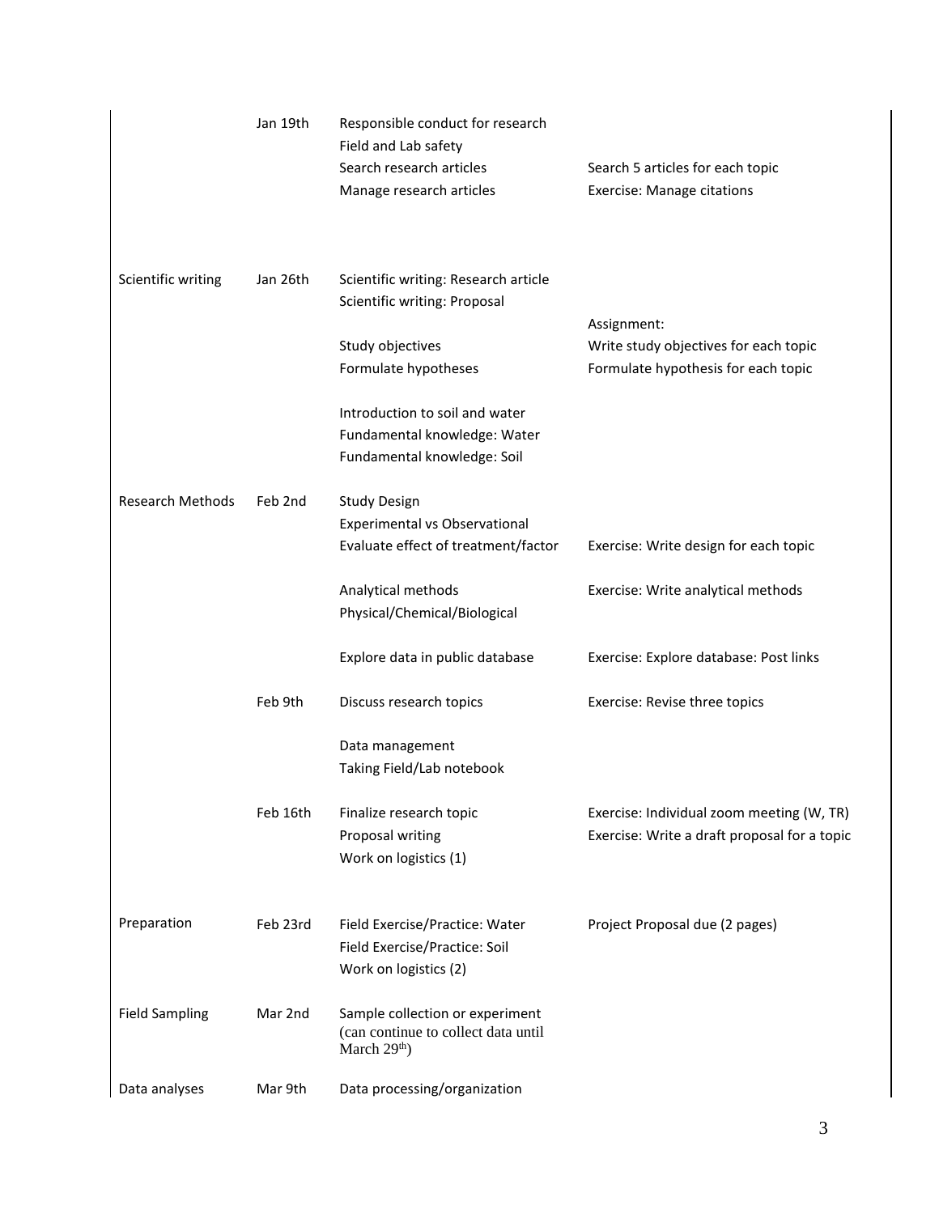| | | | |
|---|---|---|---|
| | Jan 19th | Responsible conduct for research<br>Field and Lab safety<br>Search research articles<br>Manage research articles | <br><br>Search 5 articles for each topic<br>Exercise: Manage citations |
| Scientific writing | Jan 26th | Scientific writing: Research article<br>Scientific writing: Proposal<br><br>Study objectives<br>Formulate hypotheses<br><br>Introduction to soil and water<br>Fundamental knowledge: Water<br>Fundamental knowledge: Soil | <br><br>Assignment:<br>Write study objectives for each topic<br>Formulate hypothesis for each topic |
| Research Methods | Feb 2nd | Study Design<br>Experimental vs Observational<br>Evaluate effect of treatment/factor<br><br>Analytical methods<br>Physical/Chemical/Biological<br><br>Explore data in public database | <br><br>Exercise: Write design for each topic<br><br>Exercise: Write analytical methods<br><br><br>Exercise: Explore database: Post links |
| | Feb 9th | Discuss research topics<br><br>Data management<br>Taking Field/Lab notebook | Exercise: Revise three topics |
| | Feb 16th | Finalize research topic<br>Proposal writing<br>Work on logistics (1) | Exercise: Individual zoom meeting (W, TR)<br>Exercise: Write a draft proposal for a topic |
| Preparation | Feb 23rd | Field Exercise/Practice: Water<br>Field Exercise/Practice: Soil<br>Work on logistics (2) | Project Proposal due (2 pages) |
| Field Sampling | Mar 2nd | Sample collection or experiment<br>(can continue to collect data until March 29th) | |
| Data analyses | Mar 9th | Data processing/organization | |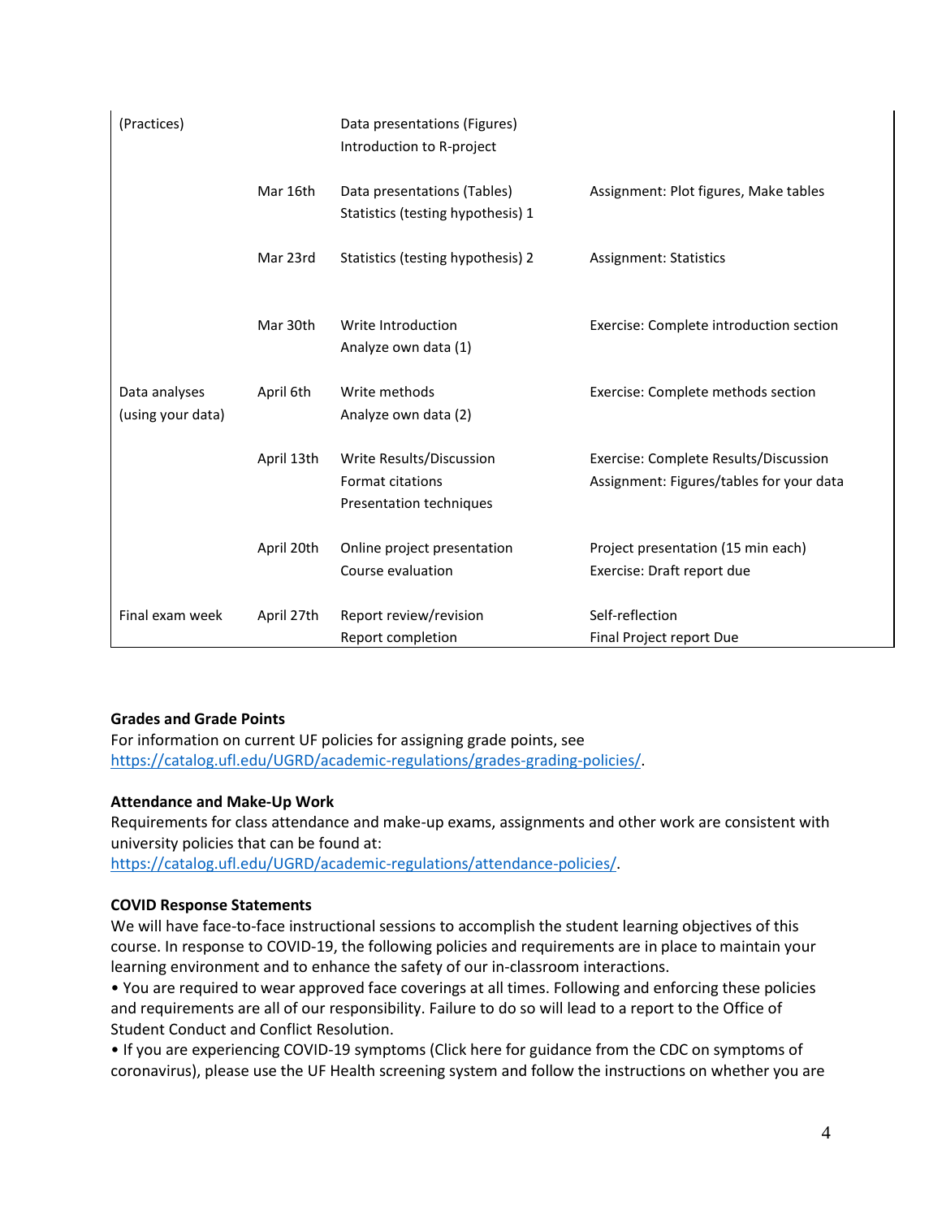| | | | |
|---|---|---|---|
| (Practices) | | Data presentations (Figures)<br>Introduction to R-project | |
| | Mar 16th | Data presentations (Tables)<br>Statistics (testing hypothesis) 1 | Assignment: Plot figures, Make tables |
| | Mar 23rd | Statistics (testing hypothesis) 2 | Assignment: Statistics |
| | Mar 30th | Write Introduction<br>Analyze own data (1) | Exercise: Complete introduction section |
| Data analyses (using your data) | April 6th | Write methods<br>Analyze own data (2) | Exercise: Complete methods section |
| | April 13th | Write Results/Discussion<br>Format citations<br>Presentation techniques | Exercise: Complete Results/Discussion<br>Assignment: Figures/tables for your data |
| | April 20th | Online project presentation<br>Course evaluation | Project presentation (15 min each)<br>Exercise: Draft report due |
| Final exam week | April 27th | Report review/revision<br>Report completion | Self-reflection<br>Final Project report Due |

**Grades and Grade Points**

For information on current UF policies for assigning grade points, see https://catalog.ufl.edu/UGRD/academic-regulations/grades-grading-policies/.

**Attendance and Make-Up Work**

Requirements for class attendance and make-up exams, assignments and other work are consistent with university policies that can be found at: https://catalog.ufl.edu/UGRD/academic-regulations/attendance-policies/.

**COVID Response Statements**

We will have face-to-face instructional sessions to accomplish the student learning objectives of this course. In response to COVID-19, the following policies and requirements are in place to maintain your learning environment and to enhance the safety of our in-classroom interactions.

• You are required to wear approved face coverings at all times. Following and enforcing these policies and requirements are all of our responsibility. Failure to do so will lead to a report to the Office of Student Conduct and Conflict Resolution.

• If you are experiencing COVID-19 symptoms (Click here for guidance from the CDC on symptoms of coronavirus), please use the UF Health screening system and follow the instructions on whether you are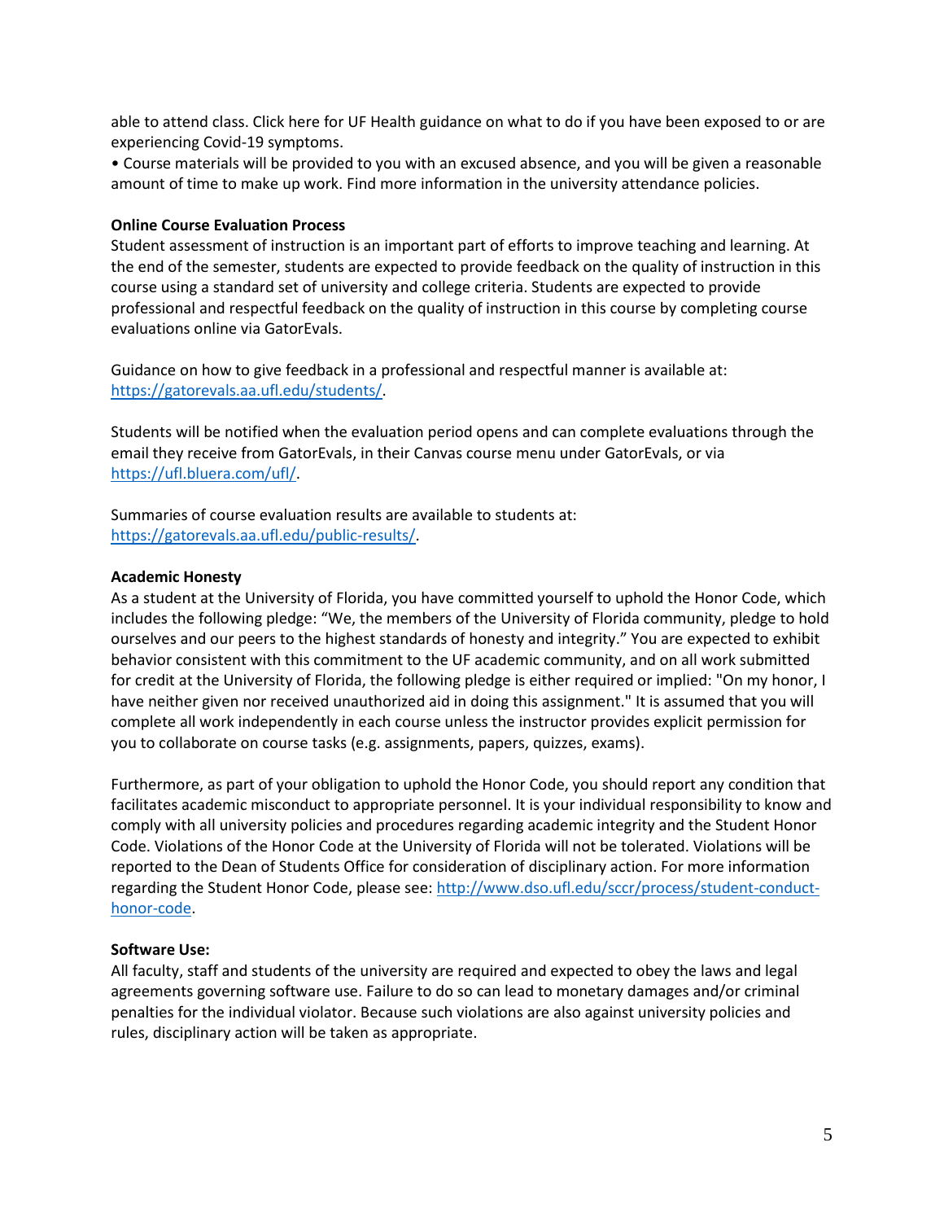able to attend class. Click here for UF Health guidance on what to do if you have been exposed to or are experiencing Covid-19 symptoms.

- Course materials will be provided to you with an excused absence, and you will be given a reasonable amount of time to make up work. Find more information in the university attendance policies.

**Online Course Evaluation Process**

Student assessment of instruction is an important part of efforts to improve teaching and learning. At the end of the semester, students are expected to provide feedback on the quality of instruction in this course using a standard set of university and college criteria. Students are expected to provide professional and respectful feedback on the quality of instruction in this course by completing course evaluations online via GatorEvals.

Guidance on how to give feedback in a professional and respectful manner is available at: https://gatorevals.aa.ufl.edu/students/.

Students will be notified when the evaluation period opens and can complete evaluations through the email they receive from GatorEvals, in their Canvas course menu under GatorEvals, or via https://ufl.bluera.com/ufl/.

Summaries of course evaluation results are available to students at: https://gatorevals.aa.ufl.edu/public-results/.

**Academic Honesty**

As a student at the University of Florida, you have committed yourself to uphold the Honor Code, which includes the following pledge: "We, the members of the University of Florida community, pledge to hold ourselves and our peers to the highest standards of honesty and integrity." You are expected to exhibit behavior consistent with this commitment to the UF academic community, and on all work submitted for credit at the University of Florida, the following pledge is either required or implied: "On my honor, I have neither given nor received unauthorized aid in doing this assignment." It is assumed that you will complete all work independently in each course unless the instructor provides explicit permission for you to collaborate on course tasks (e.g. assignments, papers, quizzes, exams).

Furthermore, as part of your obligation to uphold the Honor Code, you should report any condition that facilitates academic misconduct to appropriate personnel. It is your individual responsibility to know and comply with all university policies and procedures regarding academic integrity and the Student Honor Code. Violations of the Honor Code at the University of Florida will not be tolerated. Violations will be reported to the Dean of Students Office for consideration of disciplinary action. For more information regarding the Student Honor Code, please see: http://www.dso.ufl.edu/sccr/process/student-conduct-honor-code.

**Software Use:**

All faculty, staff and students of the university are required and expected to obey the laws and legal agreements governing software use. Failure to do so can lead to monetary damages and/or criminal penalties for the individual violator. Because such violations are also against university policies and rules, disciplinary action will be taken as appropriate.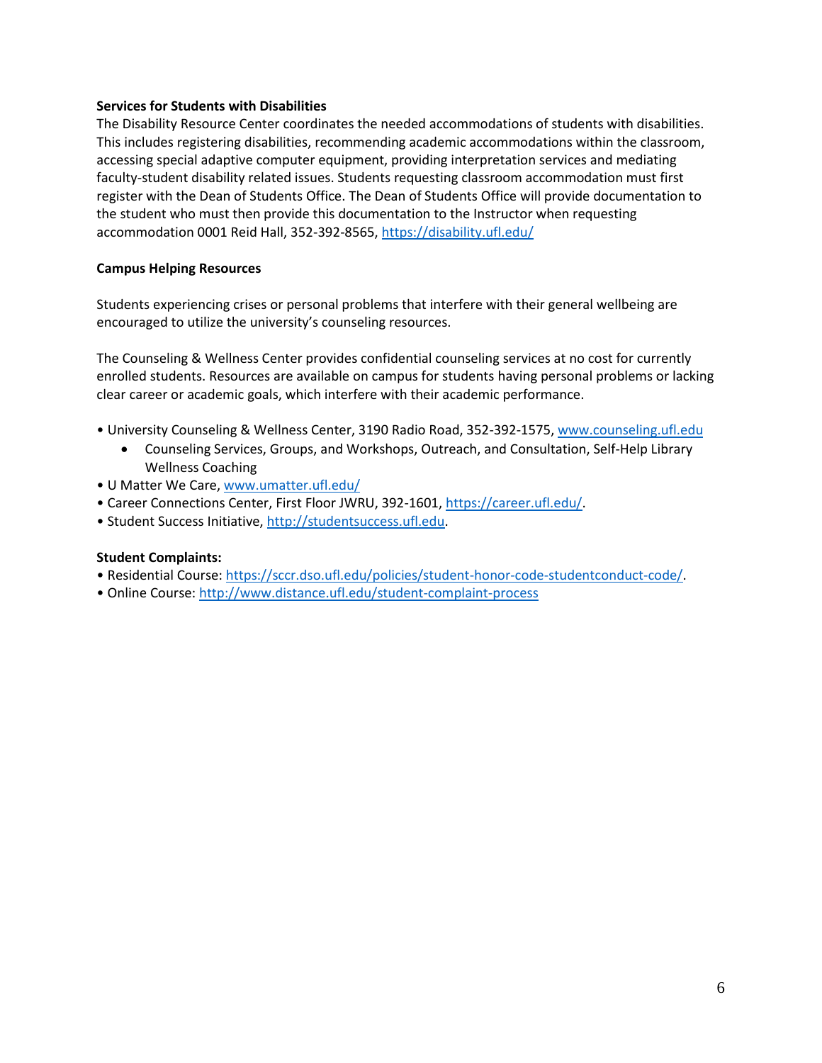**Services for Students with Disabilities**

The Disability Resource Center coordinates the needed accommodations of students with disabilities. This includes registering disabilities, recommending academic accommodations within the classroom, accessing special adaptive computer equipment, providing interpretation services and mediating faculty-student disability related issues. Students requesting classroom accommodation must first register with the Dean of Students Office. The Dean of Students Office will provide documentation to the student who must then provide this documentation to the Instructor when requesting accommodation 0001 Reid Hall, 352-392-8565, https://disability.ufl.edu/

**Campus Helping Resources**

Students experiencing crises or personal problems that interfere with their general wellbeing are encouraged to utilize the university's counseling resources.

The Counseling & Wellness Center provides confidential counseling services at no cost for currently enrolled students. Resources are available on campus for students having personal problems or lacking clear career or academic goals, which interfere with their academic performance.

- University Counseling & Wellness Center, 3190 Radio Road, 352-392-1575, www.counseling.ufl.edu
    - Counseling Services, Groups, and Workshops, Outreach, and Consultation, Self-Help Library Wellness Coaching
- U Matter We Care, www.umatter.ufl.edu/
- Career Connections Center, First Floor JWRU, 392-1601, https://career.ufl.edu/.
- Student Success Initiative, http://studentsuccess.ufl.edu.

**Student Complaints:**

- Residential Course: https://sccr.dso.ufl.edu/policies/student-honor-code-studentconduct-code/.
- Online Course: http://www.distance.ufl.edu/student-complaint-process